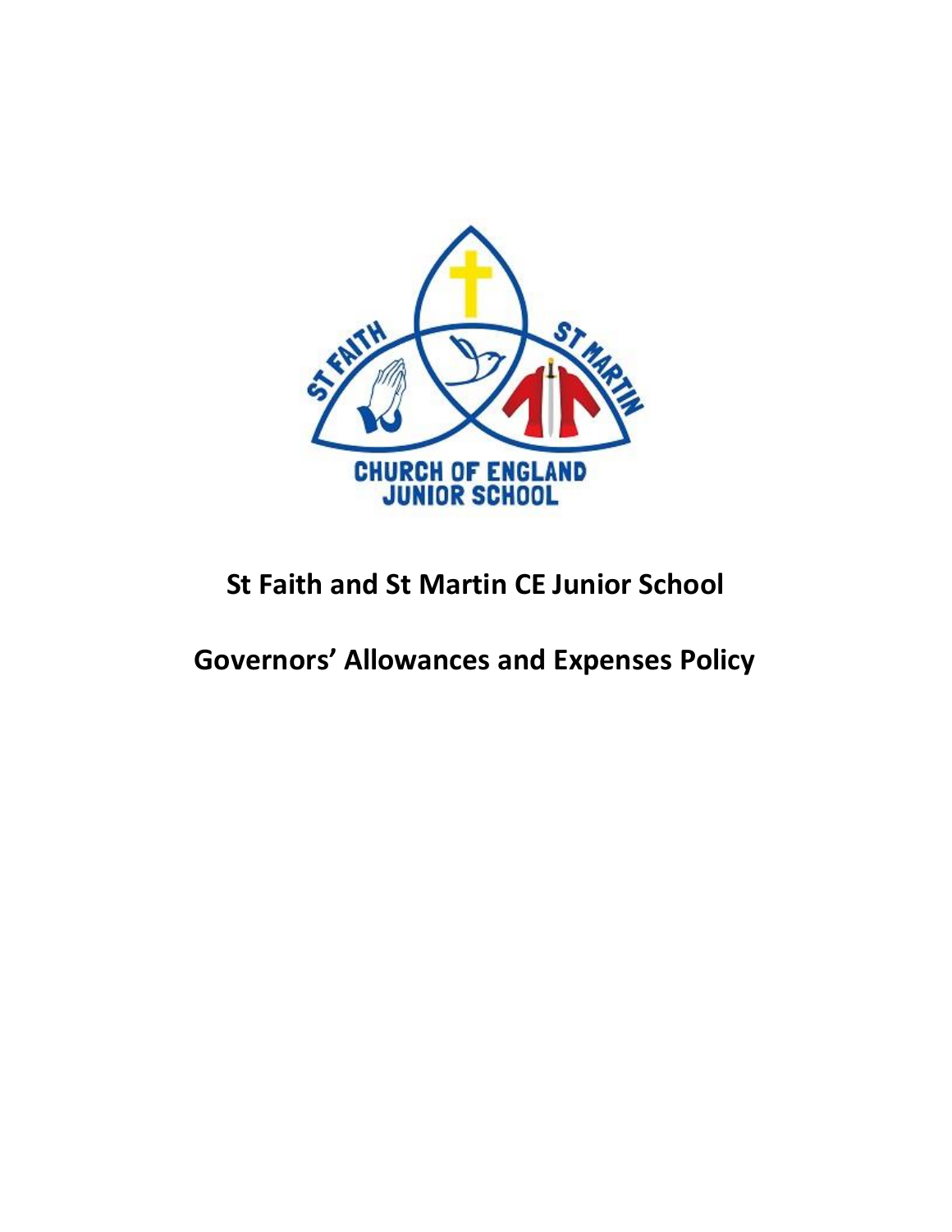# St Faith and St Martin CE Junior School

# Governors' Allowances and Expenses Policy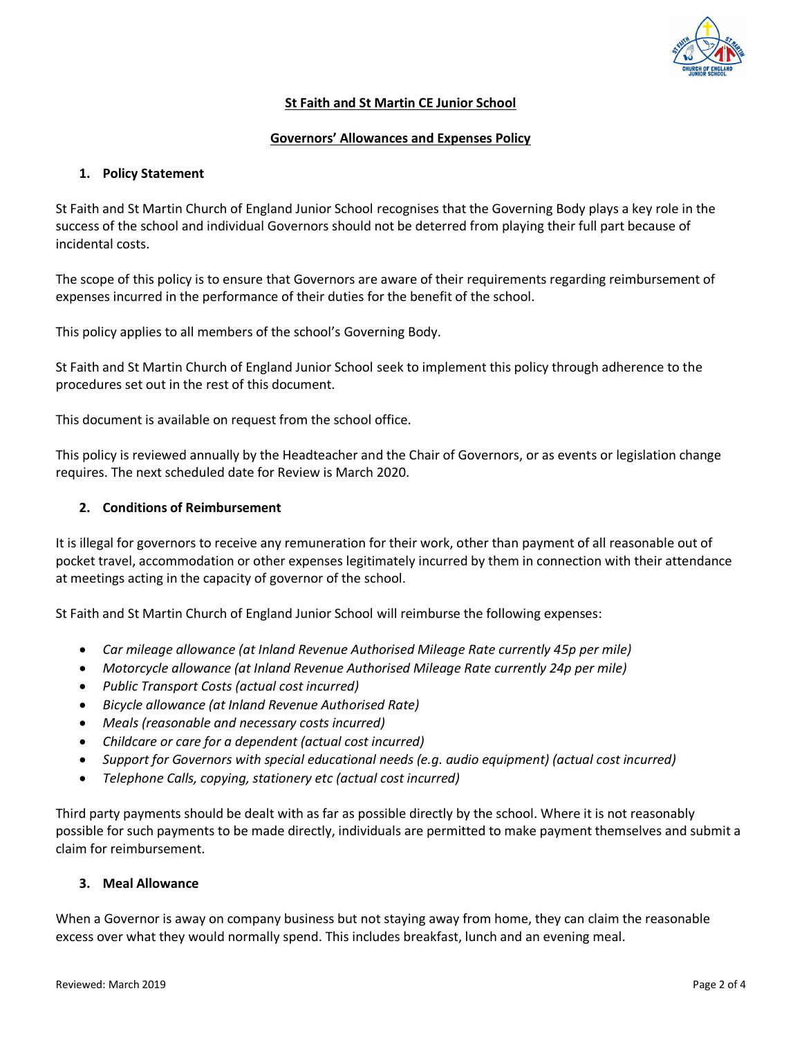**St Faith and St Martin CE Junior School**

**Governors' Allowances and Expenses Policy**

## 1. Policy Statement

St Faith and St Martin Church of England Junior School recognises that the Governing Body plays a key role in the success of the school and individual Governors should not be deterred from playing their full part because of incidental costs.

The scope of this policy is to ensure that Governors are aware of their requirements regarding reimbursement of expenses incurred in the performance of their duties for the benefit of the school.

This policy applies to all members of the school's Governing Body.

St Faith and St Martin Church of England Junior School seek to implement this policy through adherence to the procedures set out in the rest of this document.

This document is available on request from the school office.

This policy is reviewed annually by the Headteacher and the Chair of Governors, or as events or legislation change requires. The next scheduled date for Review is March 2020.

## 2. Conditions of Reimbursement

It is illegal for governors to receive any remuneration for their work, other than payment of all reasonable out of pocket travel, accommodation or other expenses legitimately incurred by them in connection with their attendance at meetings acting in the capacity of governor of the school.

St Faith and St Martin Church of England Junior School will reimburse the following expenses:

- *Car mileage allowance (at Inland Revenue Authorised Mileage Rate currently 45p per mile)*
- *Motorcycle allowance (at Inland Revenue Authorised Mileage Rate currently 24p per mile)*
- *Public Transport Costs (actual cost incurred)*
- *Bicycle allowance (at Inland Revenue Authorised Rate)*
- *Meals (reasonable and necessary costs incurred)*
- *Childcare or care for a dependent (actual cost incurred)*
- *Support for Governors with special educational needs (e.g. audio equipment) (actual cost incurred)*
- *Telephone Calls, copying, stationery etc (actual cost incurred)*

Third party payments should be dealt with as far as possible directly by the school. Where it is not reasonably possible for such payments to be made directly, individuals are permitted to make payment themselves and submit a claim for reimbursement.

## 3. Meal Allowance

When a Governor is away on company business but not staying away from home, they can claim the reasonable excess over what they would normally spend. This includes breakfast, lunch and an evening meal.

Reviewed: March 2019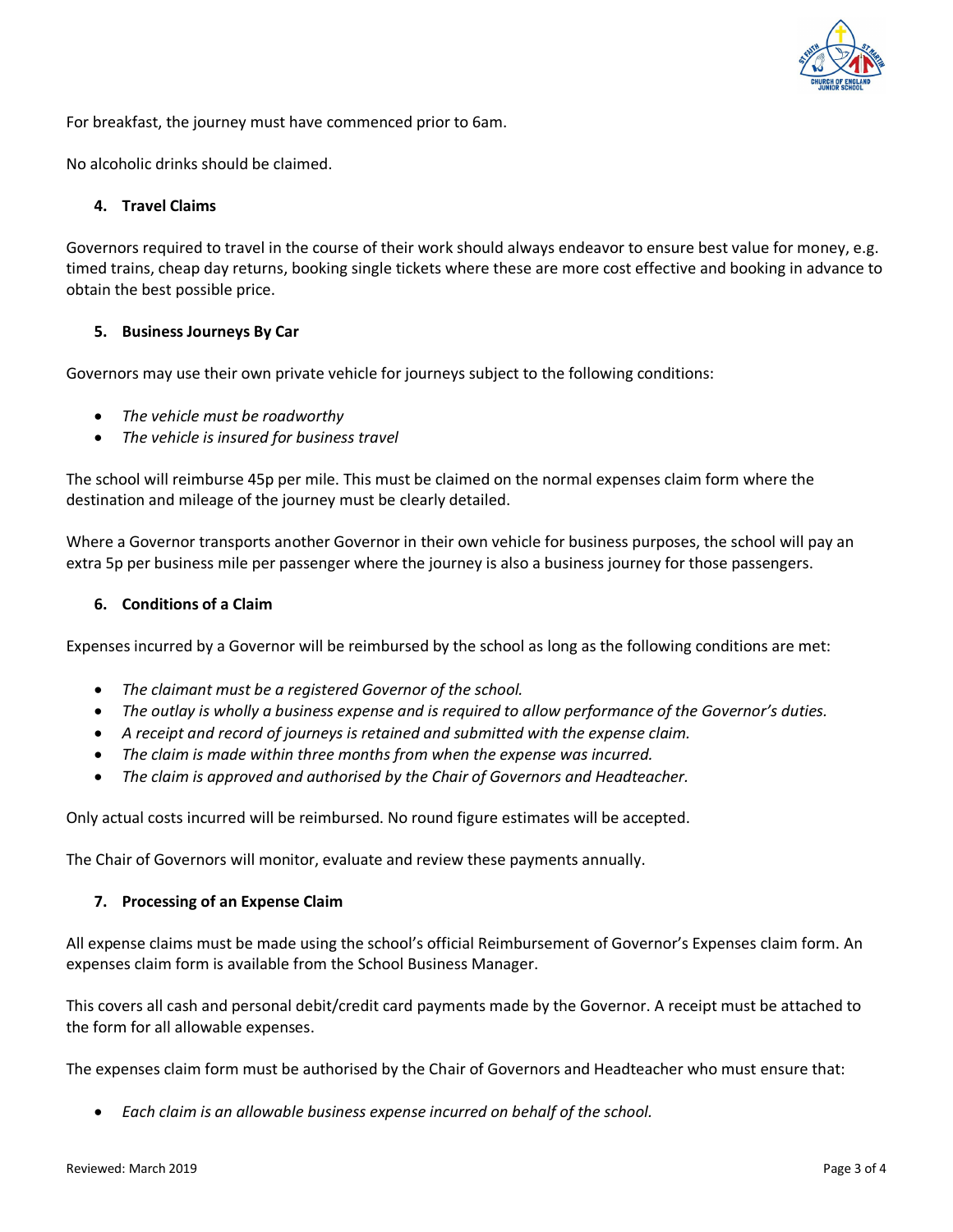For breakfast, the journey must have commenced prior to 6am.

No alcoholic drinks should be claimed.

## 4. Travel Claims

Governors required to travel in the course of their work should always endeavor to ensure best value for money, e.g. timed trains, cheap day returns, booking single tickets where these are more cost effective and booking in advance to obtain the best possible price.

## 5. Business Journeys By Car

Governors may use their own private vehicle for journeys subject to the following conditions:

- *The vehicle must be roadworthy*
- *The vehicle is insured for business travel*

The school will reimburse 45p per mile. This must be claimed on the normal expenses claim form where the destination and mileage of the journey must be clearly detailed.

Where a Governor transports another Governor in their own vehicle for business purposes, the school will pay an extra 5p per business mile per passenger where the journey is also a business journey for those passengers.

## 6. Conditions of a Claim

Expenses incurred by a Governor will be reimbursed by the school as long as the following conditions are met:

- *The claimant must be a registered Governor of the school.*
- *The outlay is wholly a business expense and is required to allow performance of the Governor's duties.*
- *A receipt and record of journeys is retained and submitted with the expense claim.*
- *The claim is made within three months from when the expense was incurred.*
- *The claim is approved and authorised by the Chair of Governors and Headteacher.*

Only actual costs incurred will be reimbursed. No round figure estimates will be accepted.

The Chair of Governors will monitor, evaluate and review these payments annually.

## 7. Processing of an Expense Claim

All expense claims must be made using the school's official Reimbursement of Governor's Expenses claim form. An expenses claim form is available from the School Business Manager.

This covers all cash and personal debit/credit card payments made by the Governor. A receipt must be attached to the form for all allowable expenses.

The expenses claim form must be authorised by the Chair of Governors and Headteacher who must ensure that:

- *Each claim is an allowable business expense incurred on behalf of the school.*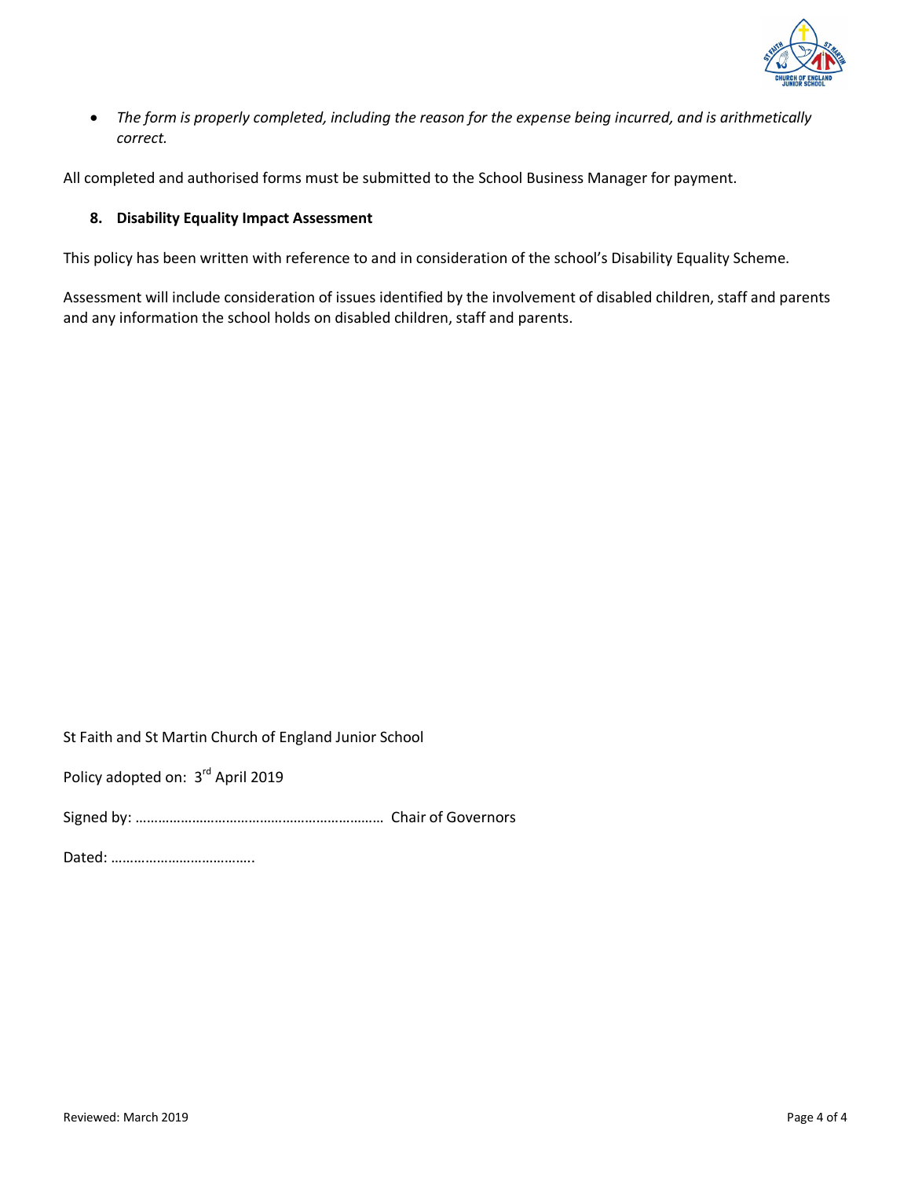- *The form is properly completed, including the reason for the expense being incurred, and is arithmetically correct.*

All completed and authorised forms must be submitted to the School Business Manager for payment.

## 8. Disability Equality Impact Assessment

This policy has been written with reference to and in consideration of the school's Disability Equality Scheme.

Assessment will include consideration of issues identified by the involvement of disabled children, staff and parents and any information the school holds on disabled children, staff and parents.

St Faith and St Martin Church of England Junior School

Policy adopted on: 3rd April 2019

Signed by: ………………………………………………………… Chair of Governors

Dated: ……………………………….

Reviewed: March 2019